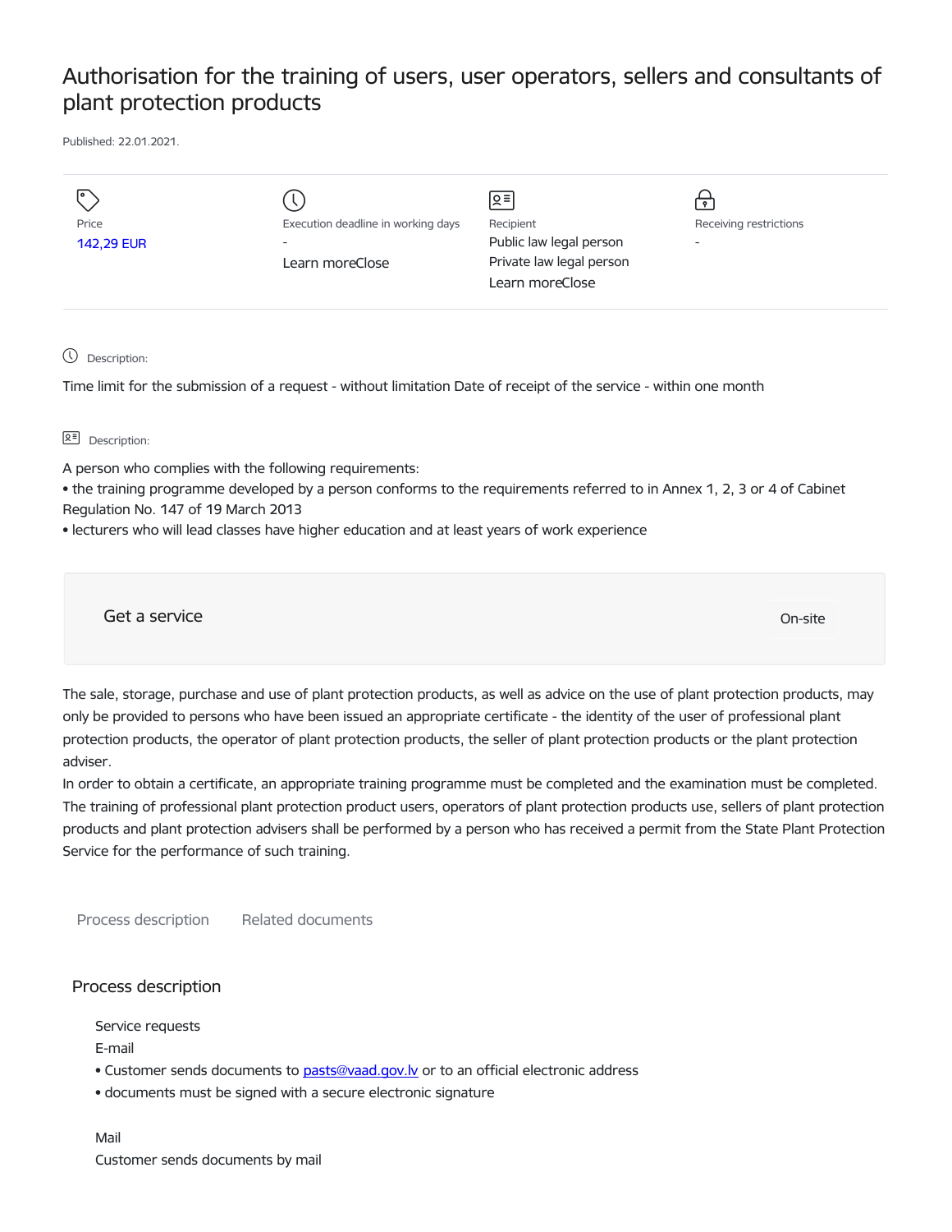# Authorisation for the training of users, user operators, sellers and consultants of plant protection products

Published: 22.01.2021.

| Price | Execution deadline in working days | Recipient | Receiving restrictions |
| --- | --- | --- | --- |
| 142,29 EUR | - | Public law legal person | - |
| | Learn moreClose | Private law legal person | |
| | | Learn moreClose | |

Description:

Time limit for the submission of a request - without limitation Date of receipt of the service - within one month

Description:

A person who complies with the following requirements:
- the training programme developed by a person conforms to the requirements referred to in Annex 1, 2, 3 or 4 of Cabinet Regulation No. 147 of 19 March 2013
- lecturers who will lead classes have higher education and at least years of work experience

## Get a service

On-site

The sale, storage, purchase and use of plant protection products, as well as advice on the use of plant protection products, may only be provided to persons who have been issued an appropriate certificate - the identity of the user of professional plant protection products, the operator of plant protection products, the seller of plant protection products or the plant protection adviser.

In order to obtain a certificate, an appropriate training programme must be completed and the examination must be completed. The training of professional plant protection product users, operators of plant protection products use, sellers of plant protection products and plant protection advisers shall be performed by a person who has received a permit from the State Plant Protection Service for the performance of such training.

Process description    Related documents

## Process description

Service requests

E-mail

- Customer sends documents to pasts@vaad.gov.lv or to an official electronic address
- documents must be signed with a secure electronic signature

Mail

Customer sends documents by mail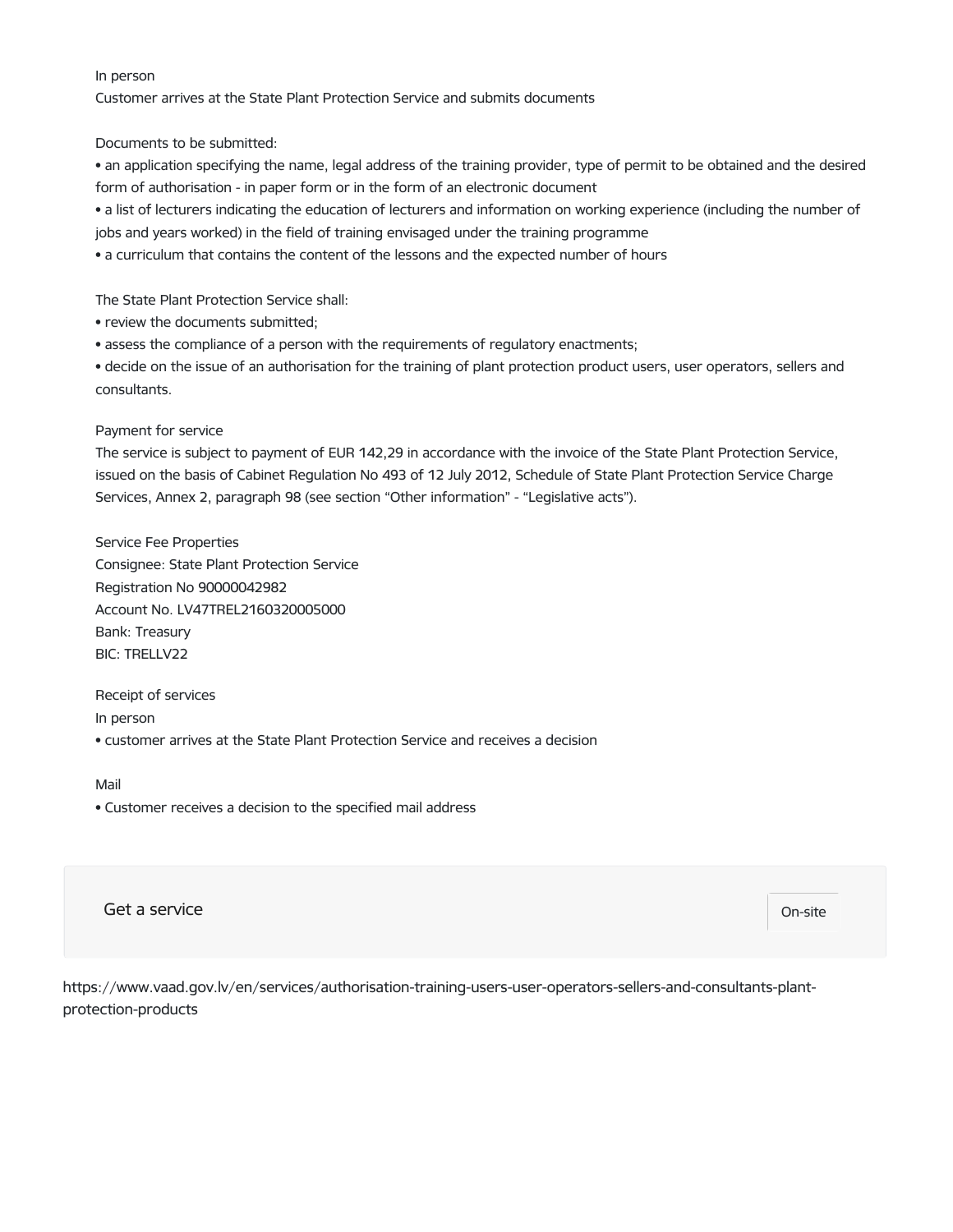In person

Customer arrives at the State Plant Protection Service and submits documents

Documents to be submitted:

- an application specifying the name, legal address of the training provider, type of permit to be obtained and the desired form of authorisation - in paper form or in the form of an electronic document
- a list of lecturers indicating the education of lecturers and information on working experience (including the number of jobs and years worked) in the field of training envisaged under the training programme
- a curriculum that contains the content of the lessons and the expected number of hours

The State Plant Protection Service shall:

- review the documents submitted;
- assess the compliance of a person with the requirements of regulatory enactments;
- decide on the issue of an authorisation for the training of plant protection product users, user operators, sellers and consultants.

Payment for service

The service is subject to payment of EUR 142,29 in accordance with the invoice of the State Plant Protection Service, issued on the basis of Cabinet Regulation No 493 of 12 July 2012, Schedule of State Plant Protection Service Charge Services, Annex 2, paragraph 98 (see section “Other information” - “Legislative acts”).

Service Fee Properties

Consignee: State Plant Protection Service
Registration No 90000042982
Account No. LV47TREL2160320005000
Bank: Treasury
BIC: TRELLV22

Receipt of services

In person

- customer arrives at the State Plant Protection Service and receives a decision

Mail

- Customer receives a decision to the specified mail address

Get a service

On-site

https://www.vaad.gov.lv/en/services/authorisation-training-users-user-operators-sellers-and-consultants-plant-protection-products